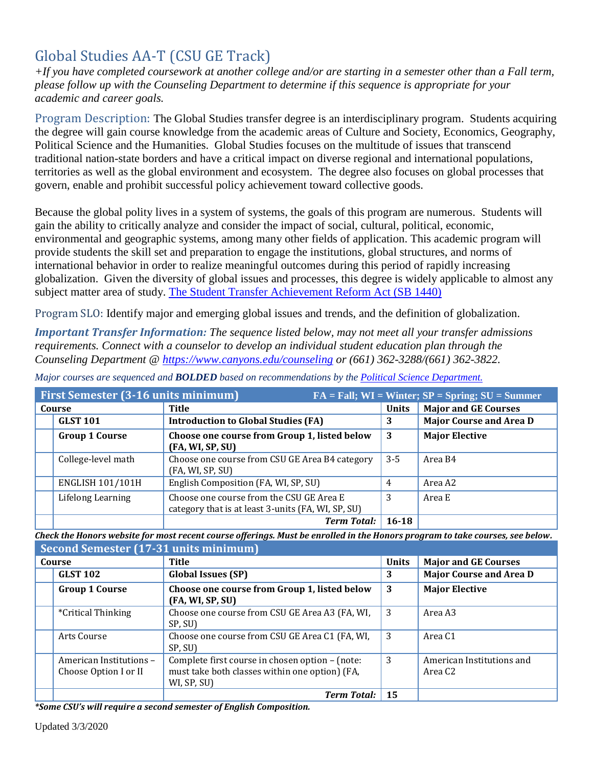# Global Studies AA-T (CSU GE Track)

*+If you have completed coursework at another college and/or are starting in a semester other than a Fall term, please follow up with the Counseling Department to determine if this sequence is appropriate for your academic and career goals.*

Program Description: The Global Studies transfer degree is an interdisciplinary program. Students acquiring the degree will gain course knowledge from the academic areas of Culture and Society, Economics, Geography, Political Science and the Humanities. Global Studies focuses on the multitude of issues that transcend traditional nation-state borders and have a critical impact on diverse regional and international populations, territories as well as the global environment and ecosystem. The degree also focuses on global processes that govern, enable and prohibit successful policy achievement toward collective goods.

Because the global polity lives in a system of systems, the goals of this program are numerous. Students will gain the ability to critically analyze and consider the impact of social, cultural, political, economic, environmental and geographic systems, among many other fields of application. This academic program will provide students the skill set and preparation to engage the institutions, global structures, and norms of international behavior in order to realize meaningful outcomes during this period of rapidly increasing globalization. Given the diversity of global issues and processes, this degree is widely applicable to almost any subject matter area of study. [The Student Transfer Achievement Reform Act (SB 1440)](The Student Transfer Achievement Reform Act (SB 1440))

Program SLO: Identify major and emerging global issues and trends, and the definition of globalization.

***Important Transfer Information:*** *The sequence listed below, may not meet all your transfer admissions requirements. Connect with a counselor to develop an individual student education plan through the Counseling Department @ https://www.canyons.edu/counseling or (661) 362-3288/(661) 362-3822.*

*Major courses are sequenced and **BOLDED** based on recommendations by the Political Science Department.*

| First Semester (3-16 units minimum) | FA = Fall; WI = Winter; SP = Spring; SU = Summer | | |
|---|---|---|---|
| **Course** | **Title** | **Units** | **Major and GE Courses** |
| **GLST 101** | **Introduction to Global Studies (FA)** | **3** | **Major Course and Area D** |
| **Group 1 Course** | **Choose one course from Group 1, listed below (FA, WI, SP, SU)** | **3** | **Major Elective** |
| College-level math | Choose one course from CSU GE Area B4 category (FA, WI, SP, SU) | 3-5 | Area B4 |
| ENGLISH 101/101H | English Composition (FA, WI, SP, SU) | 4 | Area A2 |
| Lifelong Learning | Choose one course from the CSU GE Area E category that is at least 3-units (FA, WI, SP, SU) | 3 | Area E |
| | ***Term Total:*** | **16-18** | |

***Check the Honors website for most recent course offerings. Must be enrolled in the Honors program to take courses, see below.***

| Second Semester (17-31 units minimum) | | | |
|---|---|---|---|
| **Course** | **Title** | **Units** | **Major and GE Courses** |
| **GLST 102** | **Global Issues (SP)** | **3** | **Major Course and Area D** |
| **Group 1 Course** | **Choose one course from Group 1, listed below (FA, WI, SP, SU)** | **3** | **Major Elective** |
| *Critical Thinking | Choose one course from CSU GE Area A3 (FA, WI, SP, SU) | 3 | Area A3 |
| Arts Course | Choose one course from CSU GE Area C1 (FA, WI, SP, SU) | 3 | Area C1 |
| American Institutions – Choose Option I or II | Complete first course in chosen option – (note: must take both classes within one option) (FA, WI, SP, SU) | 3 | American Institutions and Area C2 |
| | ***Term Total:*** | **15** | |

***\*Some CSU's will require a second semester of English Composition.***

Updated 3/3/2020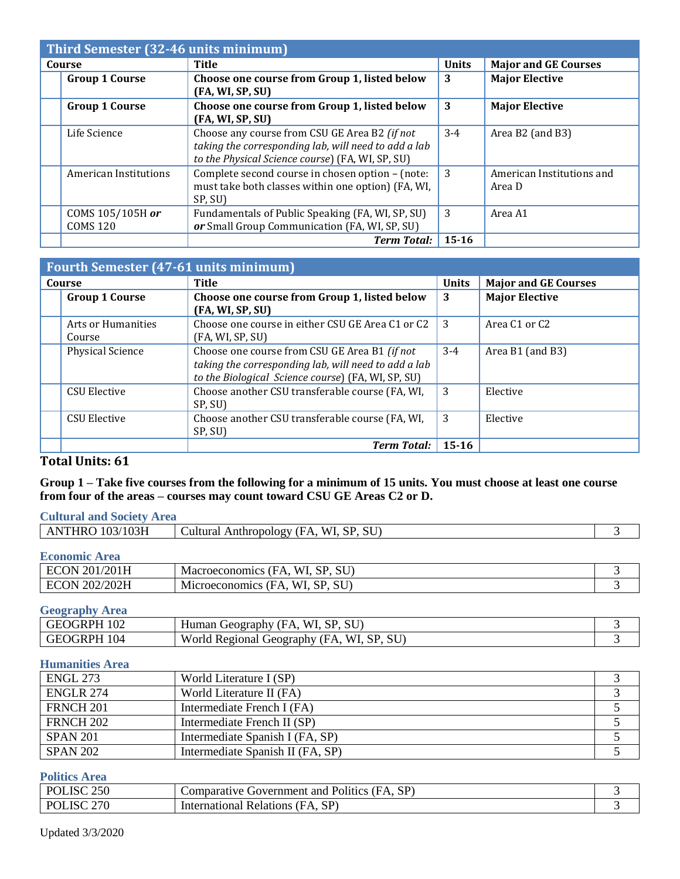| Third Semester (32-46 units minimum) | | | |
|---|---|---|---|
| **Course** | **Title** | **Units** | **Major and GE Courses** |
| **Group 1 Course** | **Choose one course from Group 1, listed below (FA, WI, SP, SU)** | **3** | **Major Elective** |
| **Group 1 Course** | **Choose one course from Group 1, listed below (FA, WI, SP, SU)** | **3** | **Major Elective** |
| Life Science | Choose any course from CSU GE Area B2 *(if not taking the corresponding lab, will need to add a lab to the Physical Science course*) (FA, WI, SP, SU) | 3-4 | Area B2 (and B3) |
| American Institutions | Complete second course in chosen option – (note: must take both classes within one option) (FA, WI, SP, SU) | 3 | American Institutions and Area D |
| COMS 105/105H ***or*** COMS 120 | Fundamentals of Public Speaking (FA, WI, SP, SU) ***or*** Small Group Communication (FA, WI, SP, SU) | 3 | Area A1 |
| | ***Term Total:*** | **15-16** | |

| Fourth Semester (47-61 units minimum) | | | |
|---|---|---|---|
| **Course** | **Title** | **Units** | **Major and GE Courses** |
| **Group 1 Course** | **Choose one course from Group 1, listed below (FA, WI, SP, SU)** | **3** | **Major Elective** |
| Arts or Humanities Course | Choose one course in either CSU GE Area C1 or C2 (FA, WI, SP, SU) | 3 | Area C1 or C2 |
| Physical Science | Choose one course from CSU GE Area B1 *(if not taking the corresponding lab, will need to add a lab to the Biological Science course*) (FA, WI, SP, SU) | 3-4 | Area B1 (and B3) |
| CSU Elective | Choose another CSU transferable course (FA, WI, SP, SU) | 3 | Elective |
| CSU Elective | Choose another CSU transferable course (FA, WI, SP, SU) | 3 | Elective |
| | ***Term Total:*** | **15-16** | |

**Total Units: 61**

**Group 1 – Take five courses from the following for a minimum of 15 units. You must choose at least one course from four of the areas – courses may count toward CSU GE Areas C2 or D.**

### Cultural and Society Area

| Course | Title | Units |
|---|---|---|
| ANTHRO 103/103H | Cultural Anthropology (FA, WI, SP, SU) | 3 |

### Economic Area

| Course | Title | Units |
|---|---|---|
| ECON 201/201H | Macroeconomics (FA, WI, SP, SU) | 3 |
| ECON 202/202H | Microeconomics (FA, WI, SP, SU) | 3 |

### Geography Area

| Course | Title | Units |
|---|---|---|
| GEOGRPH 102 | Human Geography (FA, WI, SP, SU) | 3 |
| GEOGRPH 104 | World Regional Geography (FA, WI, SP, SU) | 3 |

### Humanities Area

| Course | Title | Units |
|---|---|---|
| ENGL 273 | World Literature I (SP) | 3 |
| ENGLR 274 | World Literature II (FA) | 3 |
| FRNCH 201 | Intermediate French I (FA) | 5 |
| FRNCH 202 | Intermediate French II (SP) | 5 |
| SPAN 201 | Intermediate Spanish I (FA, SP) | 5 |
| SPAN 202 | Intermediate Spanish II (FA, SP) | 5 |

### Politics Area

| Course | Title | Units |
|---|---|---|
| POLISC 250 | Comparative Government and Politics (FA, SP) | 3 |
| POLISC 270 | International Relations (FA, SP) | 3 |

Updated 3/3/2020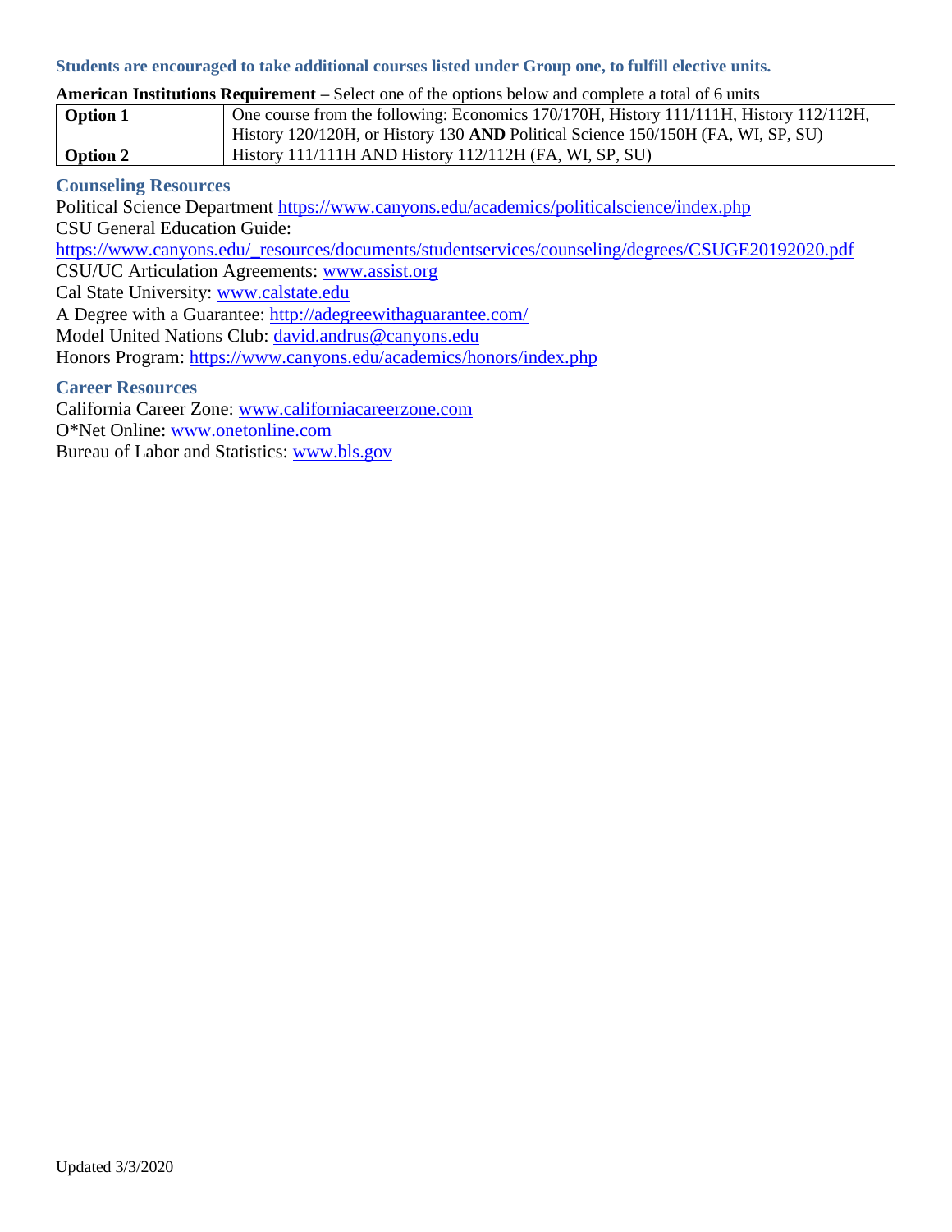**Students are encouraged to take additional courses listed under Group one, to fulfill elective units.**

**American Institutions Requirement** – Select one of the options below and complete a total of 6 units

| | |
|---|---|
| **Option 1** | One course from the following: Economics 170/170H, History 111/111H, History 112/112H, History 120/120H, or History 130 **AND** Political Science 150/150H (FA, WI, SP, SU) |
| **Option 2** | History 111/111H AND History 112/112H (FA, WI, SP, SU) |

## Counseling Resources

Political Science Department https://www.canyons.edu/academics/politicalscience/index.php
CSU General Education Guide:
https://www.canyons.edu/_resources/documents/studentservices/counseling/degrees/CSUGE20192020.pdf
CSU/UC Articulation Agreements: www.assist.org
Cal State University: www.calstate.edu
A Degree with a Guarantee: http://adegreewithaguarantee.com/
Model United Nations Club: david.andrus@canyons.edu
Honors Program: https://www.canyons.edu/academics/honors/index.php

## Career Resources

California Career Zone: www.californiacareerzone.com
O*Net Online: www.onetonline.com
Bureau of Labor and Statistics: www.bls.gov

Updated 3/3/2020